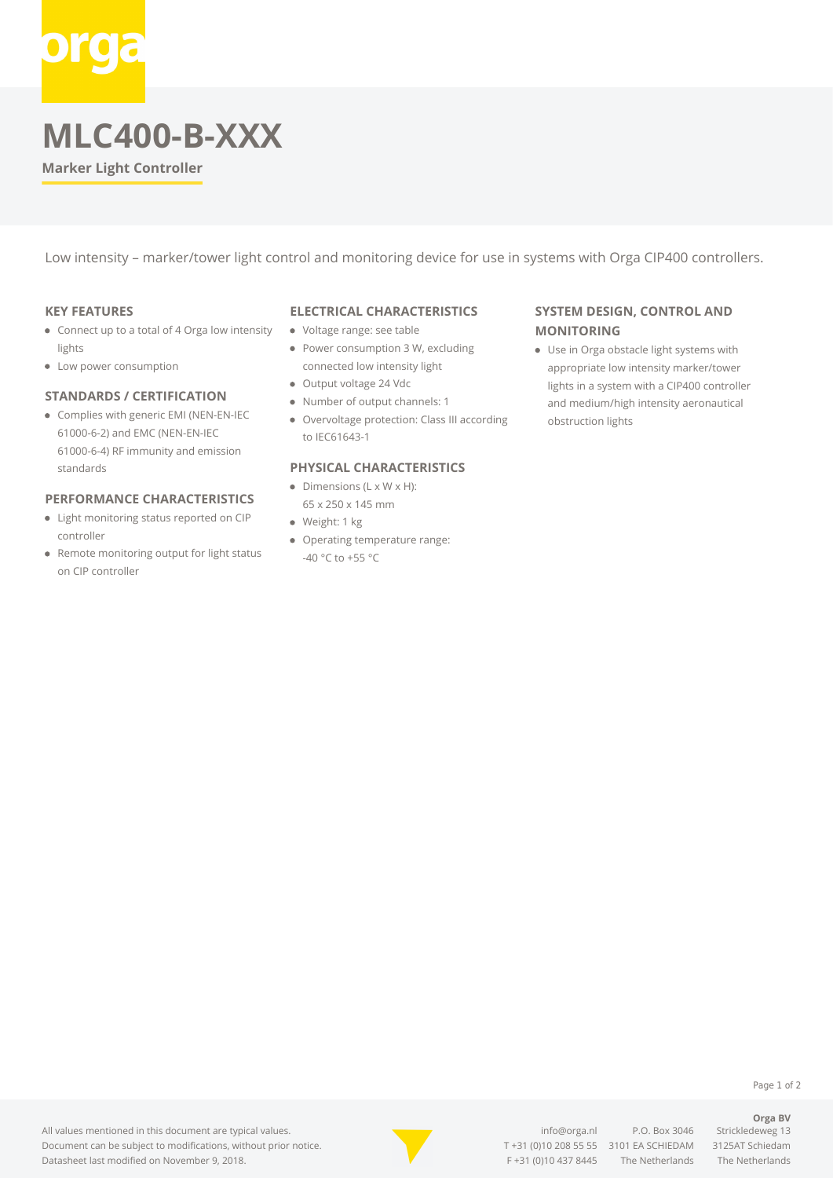# MLC400-B-XXX

**Marker Light Controller**

Low intensity – marker/tower light control and monitoring device for use in systems with Orga CIP400 controllers.

## KEY FEATURES

- Connect up to a total of 4 Orga low intensity lights
- Low power consumption

## STANDARDS / CERTIFICATION

- Complies with generic EMI (NEN-EN-IEC 61000-6-2) and EMC (NEN-EN-IEC 61000-6-4) RF immunity and emission standards

## PERFORMANCE CHARACTERISTICS

- Light monitoring status reported on CIP controller
- Remote monitoring output for light status on CIP controller

## ELECTRICAL CHARACTERISTICS

- Voltage range: see table
- Power consumption 3 W, excluding connected low intensity light
- Output voltage 24 Vdc
- Number of output channels: 1
- Overvoltage protection: Class III according to IEC61643-1

## PHYSICAL CHARACTERISTICS

- Dimensions (L x W x H): 65 x 250 x 145 mm
- Weight: 1 kg
- Operating temperature range: -40 °C to +55 °C

## SYSTEM DESIGN, CONTROL AND MONITORING

- Use in Orga obstacle light systems with appropriate low intensity marker/tower lights in a system with a CIP400 controller and medium/high intensity aeronautical obstruction lights

All values mentioned in this document are typical values.
Document can be subject to modifications, without prior notice.
Datasheet last modified on November 9, 2018.

**Orga BV**

info@orga.nl
T +31 (0)10 208 55 55
F +31 (0)10 437 8445

P.O. Box 3046
3101 EA SCHIEDAM
The Netherlands

Strickledeweg 13
3125AT Schiedam
The Netherlands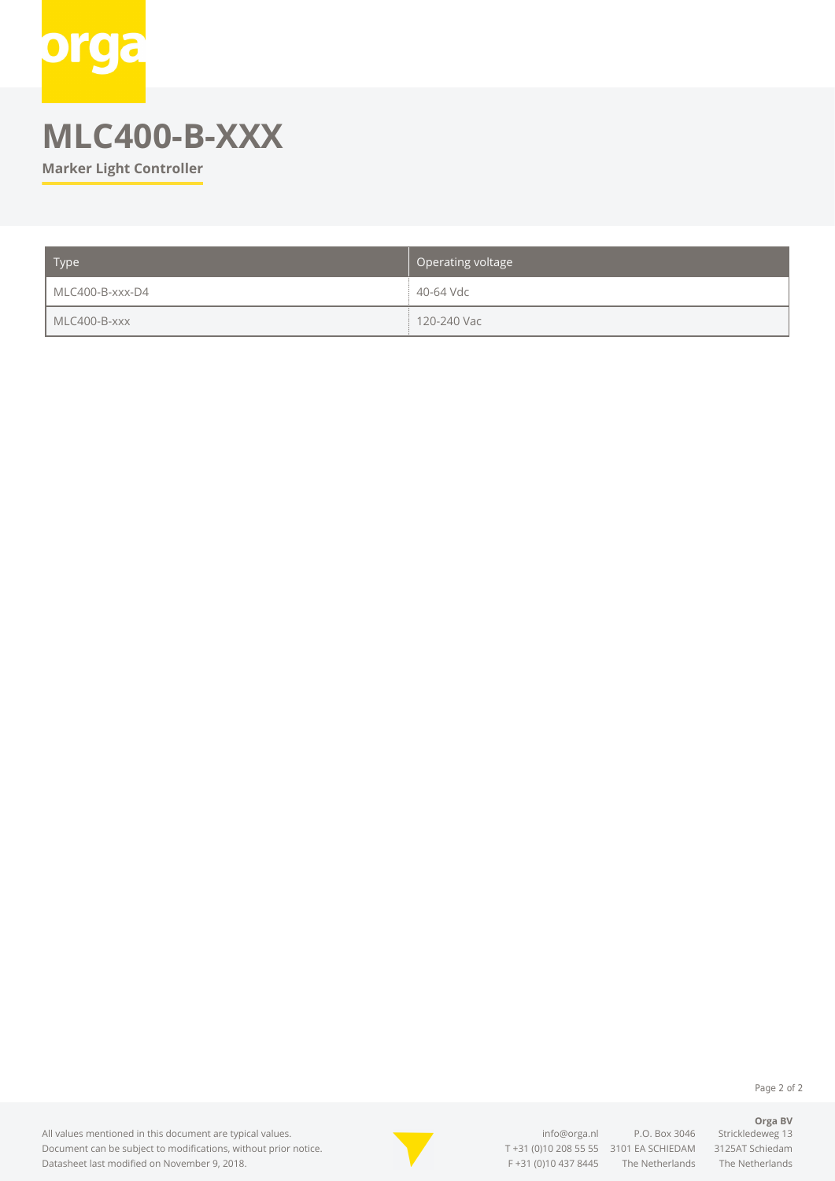# MLC400-B-XXX

**Marker Light Controller**

| Type | Operating voltage |
|---|---|
| MLC400-B-xxx-D4 | 40-64 Vdc |
| MLC400-B-xxx | 120-240 Vac |

All values mentioned in this document are typical values.
Document can be subject to modifications, without prior notice.
Datasheet last modified on November 9, 2018.

info@orga.nl
T +31 (0)10 208 55 55
F +31 (0)10 437 8445

P.O. Box 3046
3101 EA SCHIEDAM
The Netherlands

**Orga BV**
Strickledeweg 13
3125AT Schiedam
The Netherlands